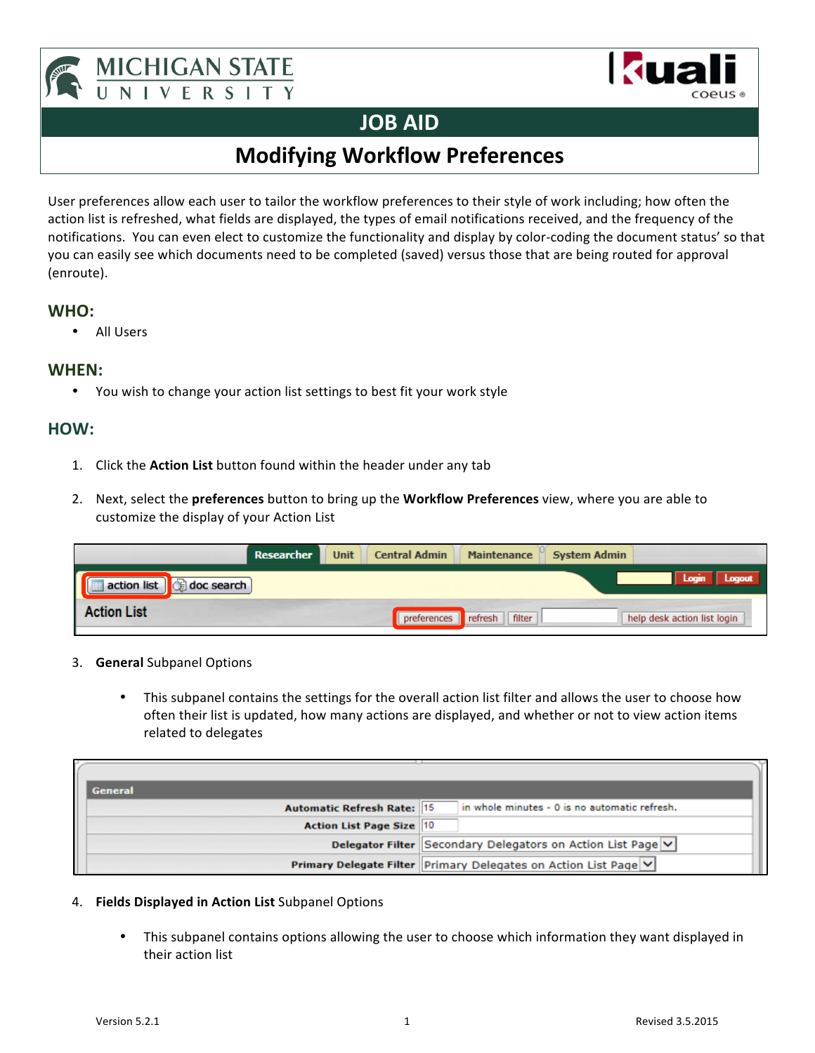# JOB AID

## Modifying Workflow Preferences

User preferences allow each user to tailor the workflow preferences to their style of work including; how often the action list is refreshed, what fields are displayed, the types of email notifications received, and the frequency of the notifications. You can even elect to customize the functionality and display by color-coding the document status' so that you can easily see which documents need to be completed (saved) versus those that are being routed for approval (enroute).

### WHO:

- All Users

### WHEN:

- You wish to change your action list settings to best fit your work style

### HOW:

1. Click the **Action List** button found within the header under any tab

2. Next, select the **preferences** button to bring up the **Workflow Preferences** view, where you are able to customize the display of your Action List

3. **General** Subpanel Options

   - This subpanel contains the settings for the overall action list filter and allows the user to choose how often their list is updated, how many actions are displayed, and whether or not to view action items related to delegates

4. **Fields Displayed in Action List** Subpanel Options

   - This subpanel contains options allowing the user to choose which information they want displayed in their action list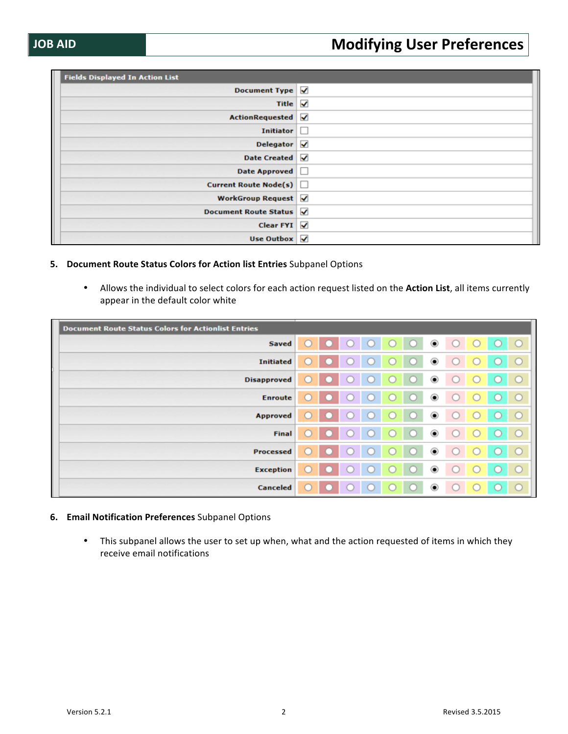| Fields Displayed In Action List | |
|---|---|
| Document Type | ☑ |
| Title | ☑ |
| ActionRequested | ☑ |
| Initiator | ☐ |
| Delegator | ☑ |
| Date Created | ☑ |
| Date Approved | ☐ |
| Current Route Node(s) | ☐ |
| WorkGroup Request | ☑ |
| Document Route Status | ☑ |
| Clear FYI | ☑ |
| Use Outbox | ☑ |

5. **Document Route Status Colors for Action list Entries** Subpanel Options

   - Allows the individual to select colors for each action request listed on the **Action List**, all items currently appear in the default color white

| Document Route Status Colors for Actionlist Entries | | | | | | | | | | | |
|---|---|---|---|---|---|---|---|---|---|---|---|
| Saved | ○ | ○ | ○ | ○ | ○ | ○ | ◉ | ○ | ○ | ○ | ○ |
| Initiated | ○ | ○ | ○ | ○ | ○ | ○ | ◉ | ○ | ○ | ○ | ○ |
| Disapproved | ○ | ○ | ○ | ○ | ○ | ○ | ◉ | ○ | ○ | ○ | ○ |
| Enroute | ○ | ○ | ○ | ○ | ○ | ○ | ◉ | ○ | ○ | ○ | ○ |
| Approved | ○ | ○ | ○ | ○ | ○ | ○ | ◉ | ○ | ○ | ○ | ○ |
| Final | ○ | ○ | ○ | ○ | ○ | ○ | ◉ | ○ | ○ | ○ | ○ |
| Processed | ○ | ○ | ○ | ○ | ○ | ○ | ◉ | ○ | ○ | ○ | ○ |
| Exception | ○ | ○ | ○ | ○ | ○ | ○ | ◉ | ○ | ○ | ○ | ○ |
| Canceled | ○ | ○ | ○ | ○ | ○ | ○ | ◉ | ○ | ○ | ○ | ○ |

6. **Email Notification Preferences** Subpanel Options

   - This subpanel allows the user to set up when, what and the action requested of items in which they receive email notifications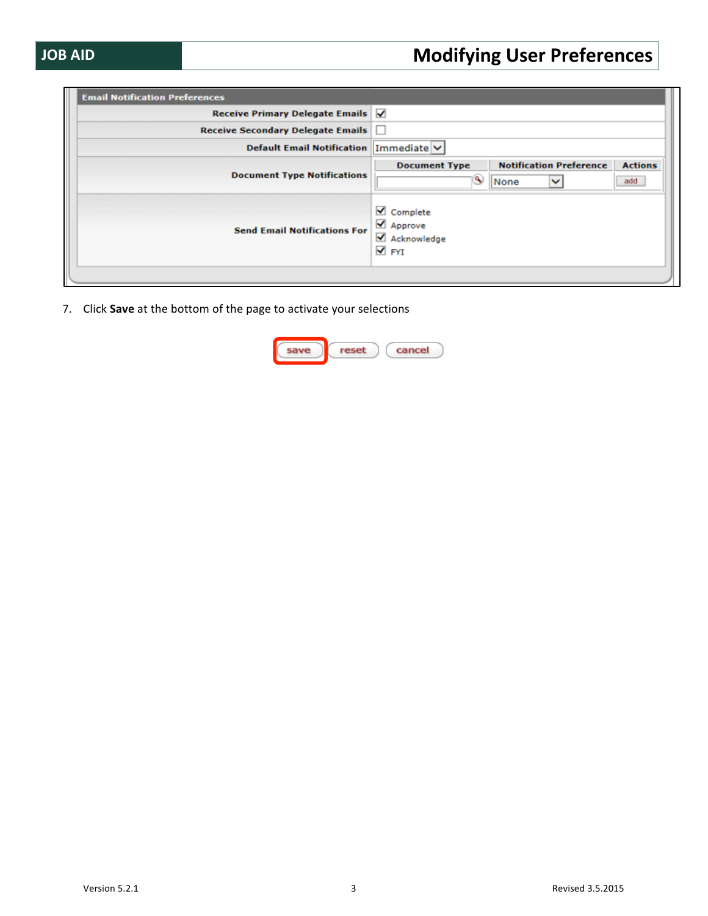## Modifying User Preferences

| Email Notification Preferences | |
|---|---|
| Receive Primary Delegate Emails | ☑ |
| Receive Secondary Delegate Emails | ☐ |
| Default Email Notification | Immediate |
| Document Type Notifications | Document Type / Notification Preference: None / Actions: add |
| Send Email Notifications For | ☑ Complete ☑ Approve ☑ Acknowledge ☑ FYI |

7. Click **Save** at the bottom of the page to activate your selections

save reset cancel

Version 5.2.1 — Revised 3.5.2015